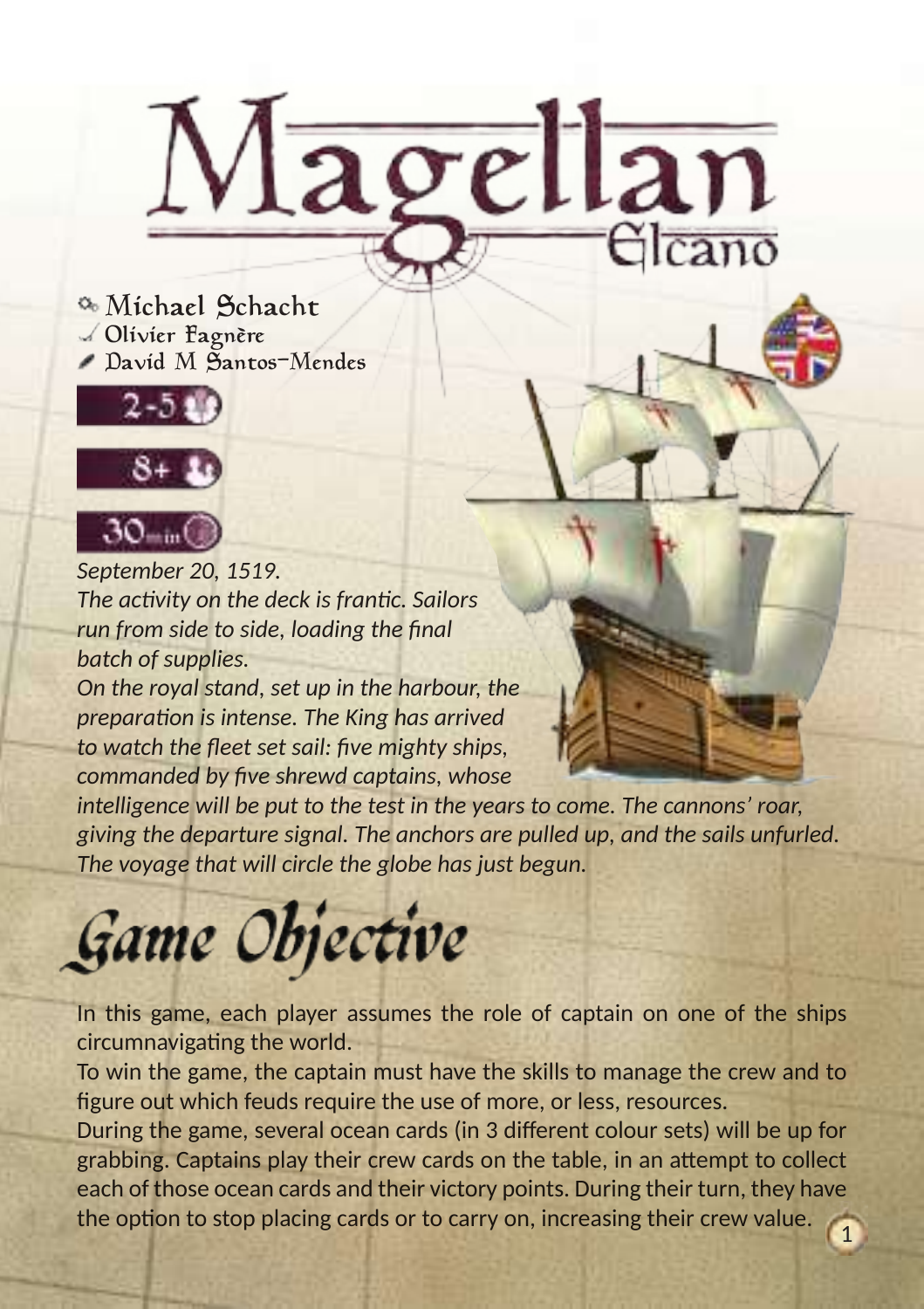# Magellan

Elcano

Michael Schacht
Olivier Fagnère
David M Santos-Mendes

2-5

8+

30min

*September 20, 1519.*
*The activity on the deck is frantic. Sailors run from side to side, loading the final batch of supplies.*
*On the royal stand, set up in the harbour, the preparation is intense. The King has arrived to watch the fleet set sail: five mighty ships, commanded by five shrewd captains, whose intelligence will be put to the test in the years to come. The cannons' roar, giving the departure signal. The anchors are pulled up, and the sails unfurled. The voyage that will circle the globe has just begun.*

## Game Objective

In this game, each player assumes the role of captain on one of the ships circumnavigating the world.
To win the game, the captain must have the skills to manage the crew and to figure out which feuds require the use of more, or less, resources.
During the game, several ocean cards (in 3 different colour sets) will be up for grabbing. Captains play their crew cards on the table, in an attempt to collect each of those ocean cards and their victory points. During their turn, they have the option to stop placing cards or to carry on, increasing their crew value.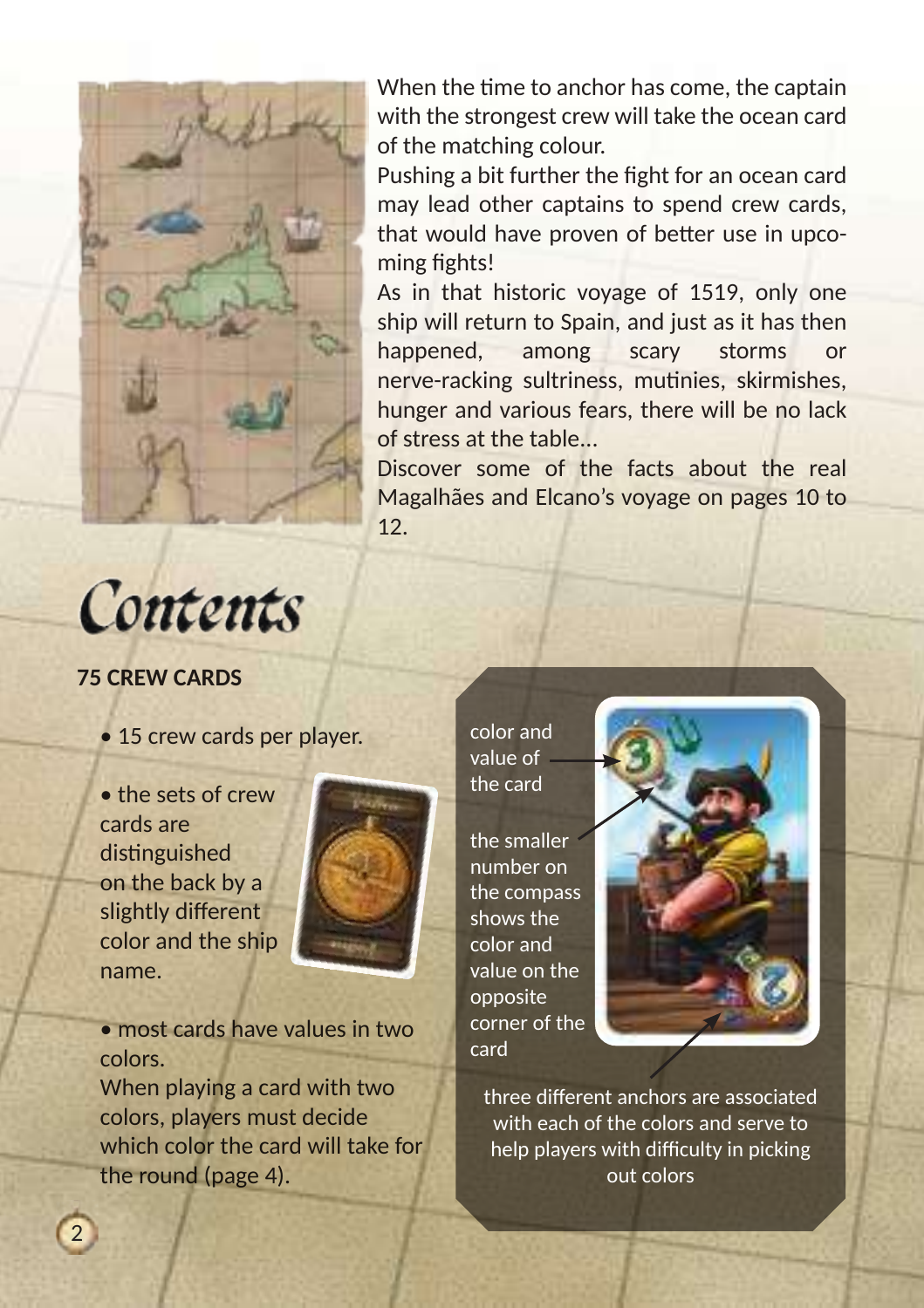When the time to anchor has come, the captain with the strongest crew will take the ocean card of the matching colour.

Pushing a bit further the fight for an ocean card may lead other captains to spend crew cards, that would have proven of better use in upcoming fights!

As in that historic voyage of 1519, only one ship will return to Spain, and just as it has then happened, among scary storms or nerve-racking sultriness, mutinies, skirmishes, hunger and various fears, there will be no lack of stress at the table...

Discover some of the facts about the real Magalhães and Elcano's voyage on pages 10 to 12.

# Contents

**75 CREW CARDS**

- 15 crew cards per player.
- the sets of crew cards are distinguished on the back by a slightly different color and the ship name.
- most cards have values in two colors.
  When playing a card with two colors, players must decide which color the card will take for the round (page 4).

color and value of the card

the smaller number on the compass shows the color and value on the opposite corner of the card

three different anchors are associated with each of the colors and serve to help players with difficulty in picking out colors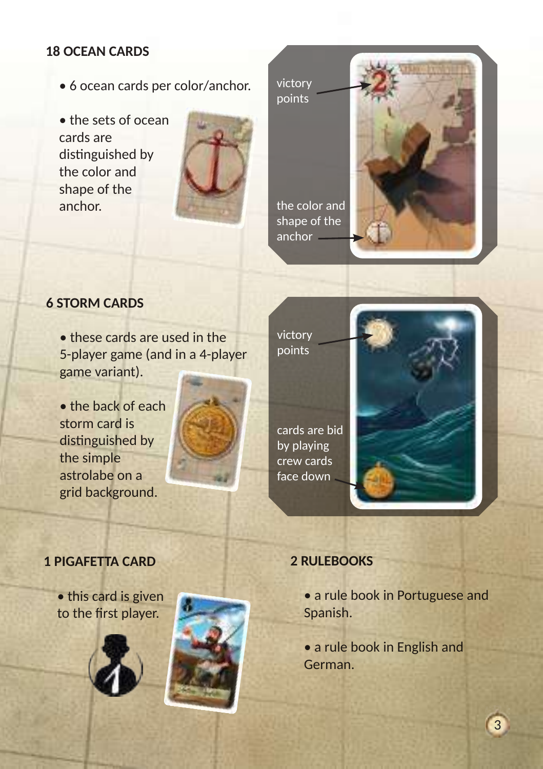## 18 OCEAN CARDS

- 6 ocean cards per color/anchor.
- the sets of ocean cards are distinguished by the color and shape of the anchor.

victory points

the color and shape of the anchor

## 6 STORM CARDS

- these cards are used in the 5-player game (and in a 4-player game variant).
- the back of each storm card is distinguished by the simple astrolabe on a grid background.

victory points

cards are bid by playing crew cards face down

## 1 PIGAFETTA CARD

- this card is given to the first player.

## 2 RULEBOOKS

- a rule book in Portuguese and Spanish.
- a rule book in English and German.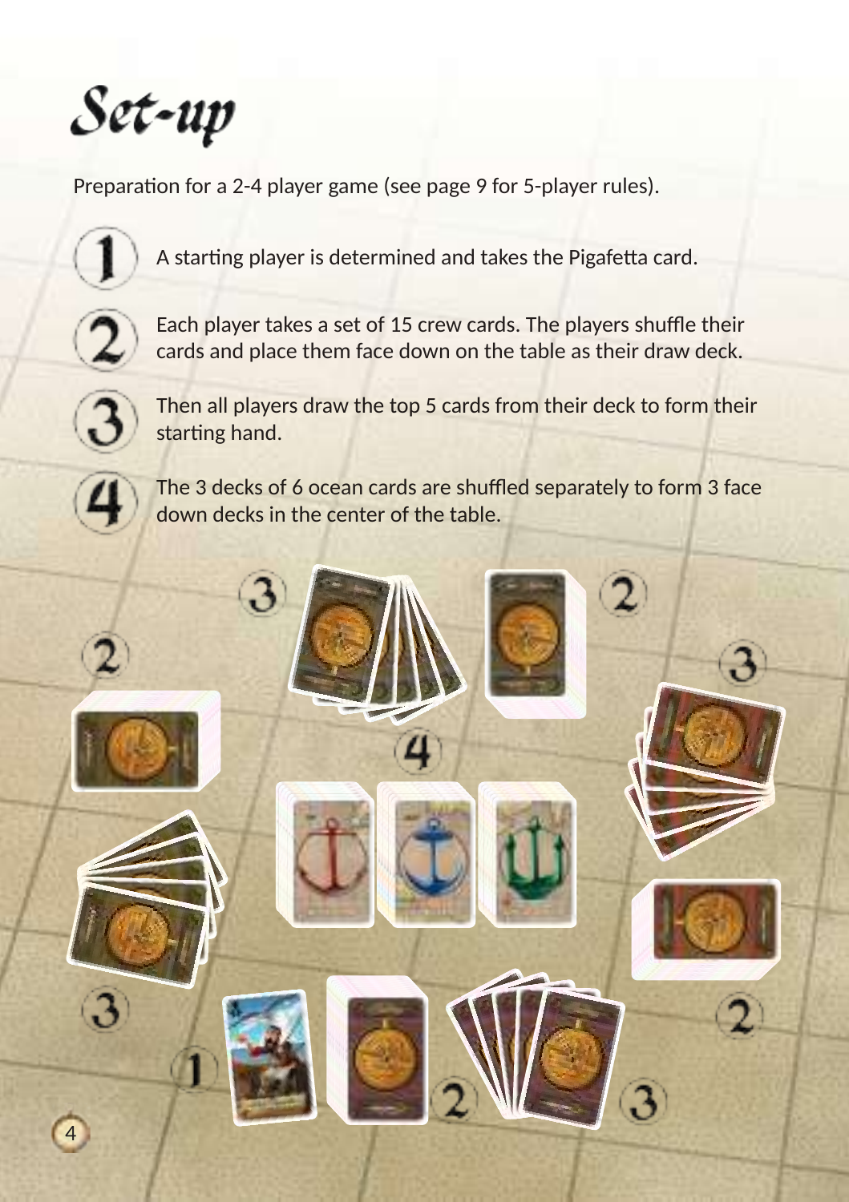# Set-up

Preparation for a 2-4 player game (see page 9 for 5-player rules).

1. A starting player is determined and takes the Pigafetta card.
2. Each player takes a set of 15 crew cards. The players shuffle their cards and place them face down on the table as their draw deck.
3. Then all players draw the top 5 cards from their deck to form their starting hand.
4. The 3 decks of 6 ocean cards are shuffled separately to form 3 face down decks in the center of the table.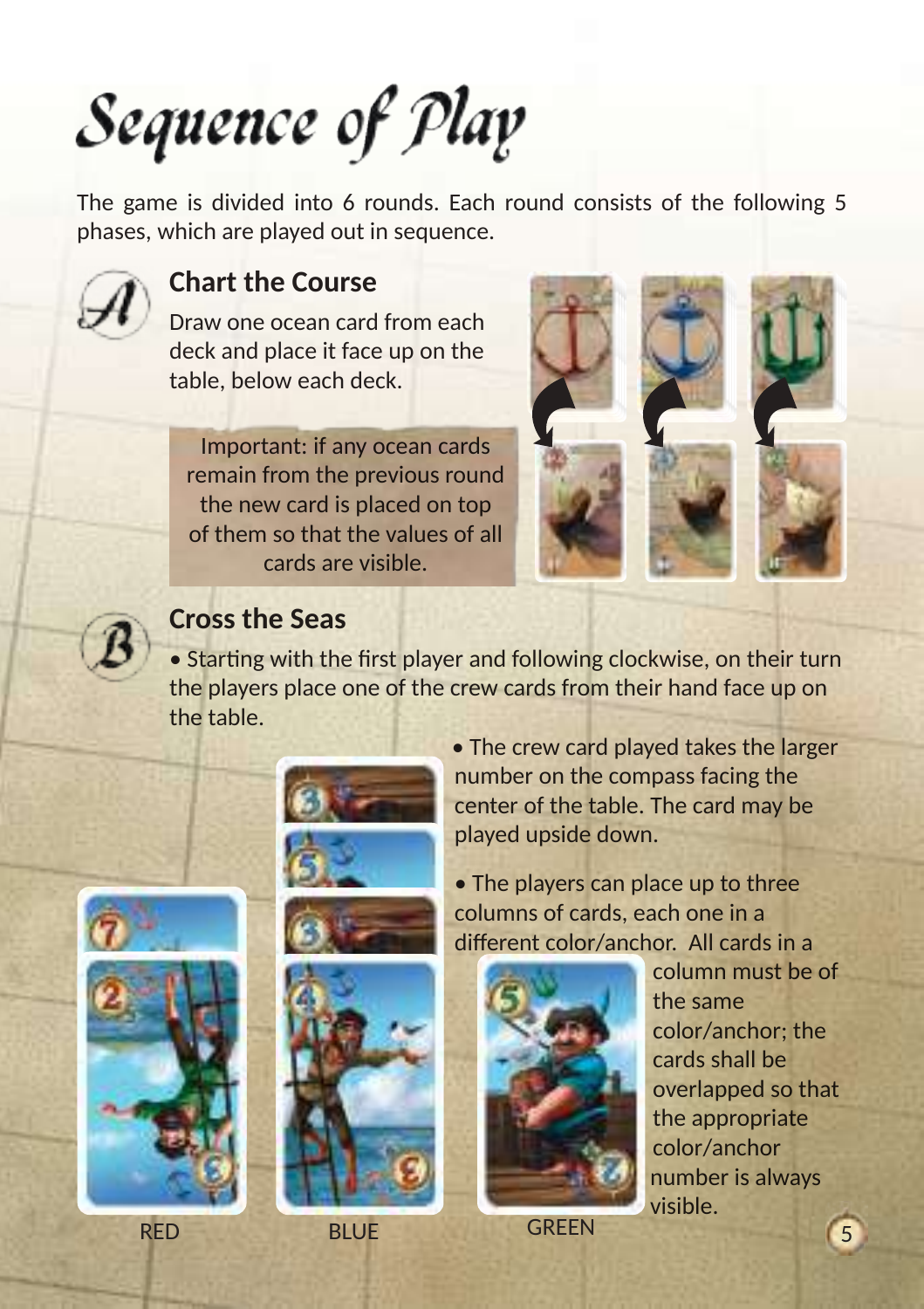# Sequence of Play

The game is divided into 6 rounds. Each round consists of the following 5 phases, which are played out in sequence.

## A Chart the Course

Draw one ocean card from each deck and place it face up on the table, below each deck.

> Important: if any ocean cards remain from the previous round the new card is placed on top of them so that the values of all cards are visible.

## B Cross the Seas

- Starting with the first player and following clockwise, on their turn the players place one of the crew cards from their hand face up on the table.
- The crew card played takes the larger number on the compass facing the center of the table. The card may be played upside down.
- The players can place up to three columns of cards, each one in a different color/anchor. All cards in a column must be of the same color/anchor; the cards shall be overlapped so that the appropriate color/anchor number is always visible.

RED BLUE GREEN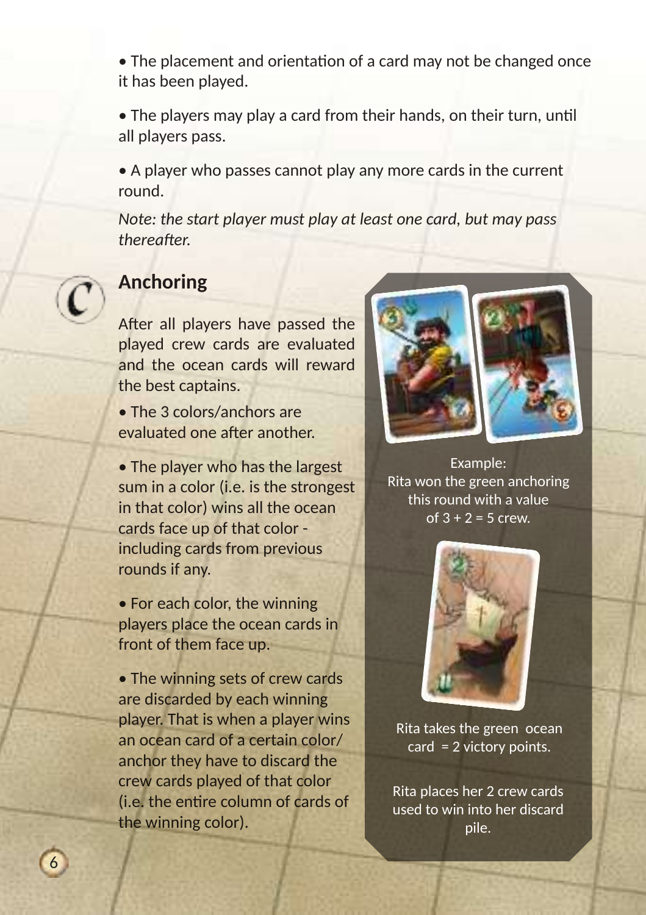- The placement and orientation of a card may not be changed once it has been played.
- The players may play a card from their hands, on their turn, until all players pass.
- A player who passes cannot play any more cards in the current round.

*Note: the start player must play at least one card, but may pass thereafter.*

## Anchoring

After all players have passed the played crew cards are evaluated and the ocean cards will reward the best captains.

- The 3 colors/anchors are evaluated one after another.
- The player who has the largest sum in a color (i.e. is the strongest in that color) wins all the ocean cards face up of that color - including cards from previous rounds if any.
- For each color, the winning players place the ocean cards in front of them face up.
- The winning sets of crew cards are discarded by each winning player. That is when a player wins an ocean card of a certain color/anchor they have to discard the crew cards played of that color (i.e. the entire column of cards of the winning color).

Example:
Rita won the green anchoring this round with a value of 3 + 2 = 5 crew.

Rita takes the green ocean card = 2 victory points.

Rita places her 2 crew cards used to win into her discard pile.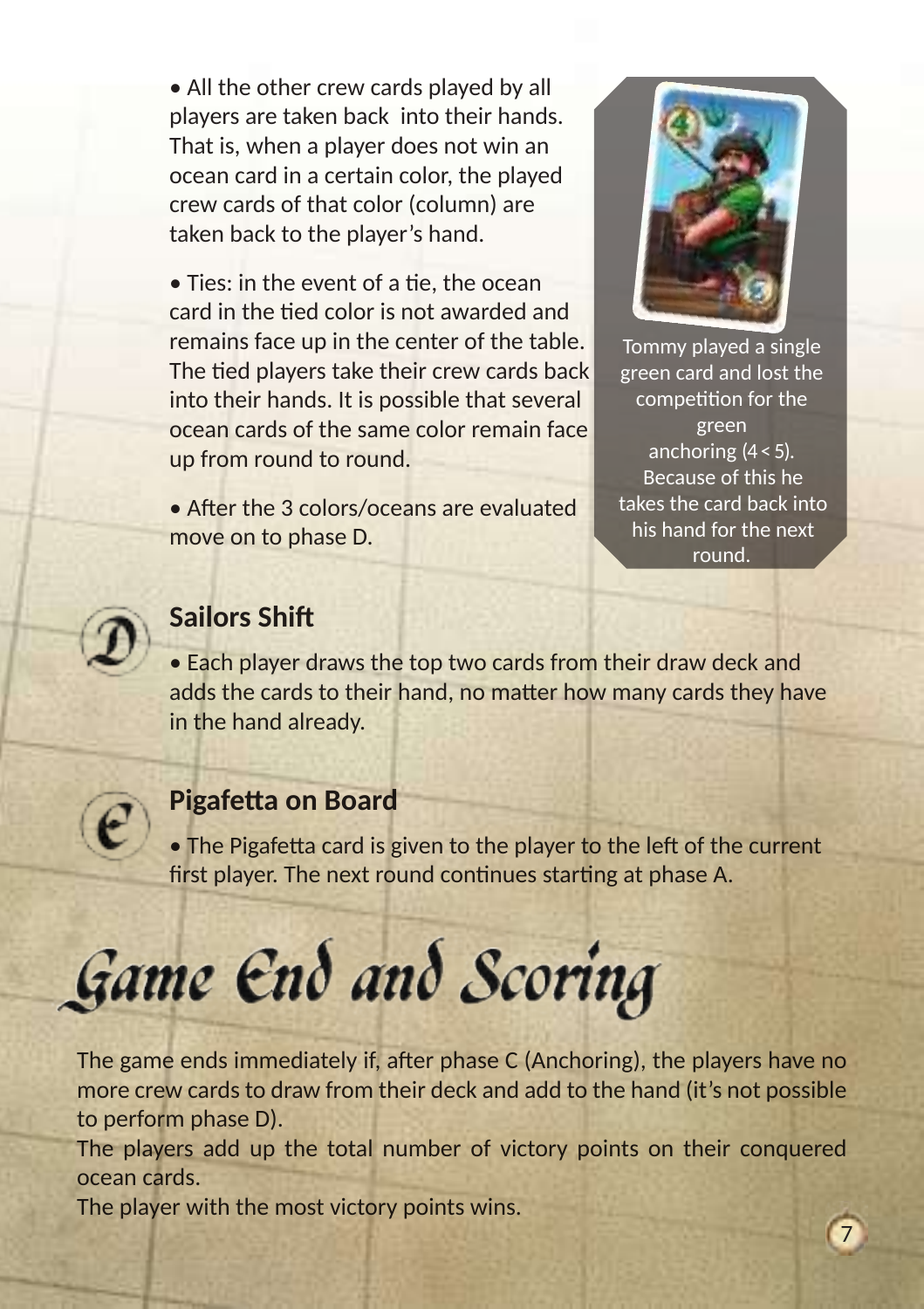- All the other crew cards played by all players are taken back into their hands. That is, when a player does not win an ocean card in a certain color, the played crew cards of that color (column) are taken back to the player's hand.

- Ties: in the event of a tie, the ocean card in the tied color is not awarded and remains face up in the center of the table. The tied players take their crew cards back into their hands. It is possible that several ocean cards of the same color remain face up from round to round.

- After the 3 colors/oceans are evaluated move on to phase D.

Tommy played a single green card and lost the competition for the green anchoring (4 < 5). Because of this he takes the card back into his hand for the next round.

## D Sailors Shift

- Each player draws the top two cards from their draw deck and adds the cards to their hand, no matter how many cards they have in the hand already.

## E Pigafetta on Board

- The Pigafetta card is given to the player to the left of the current first player. The next round continues starting at phase A.

# Game End and Scoring

The game ends immediately if, after phase C (Anchoring), the players have no more crew cards to draw from their deck and add to the hand (it's not possible to perform phase D).

The players add up the total number of victory points on their conquered ocean cards.

The player with the most victory points wins.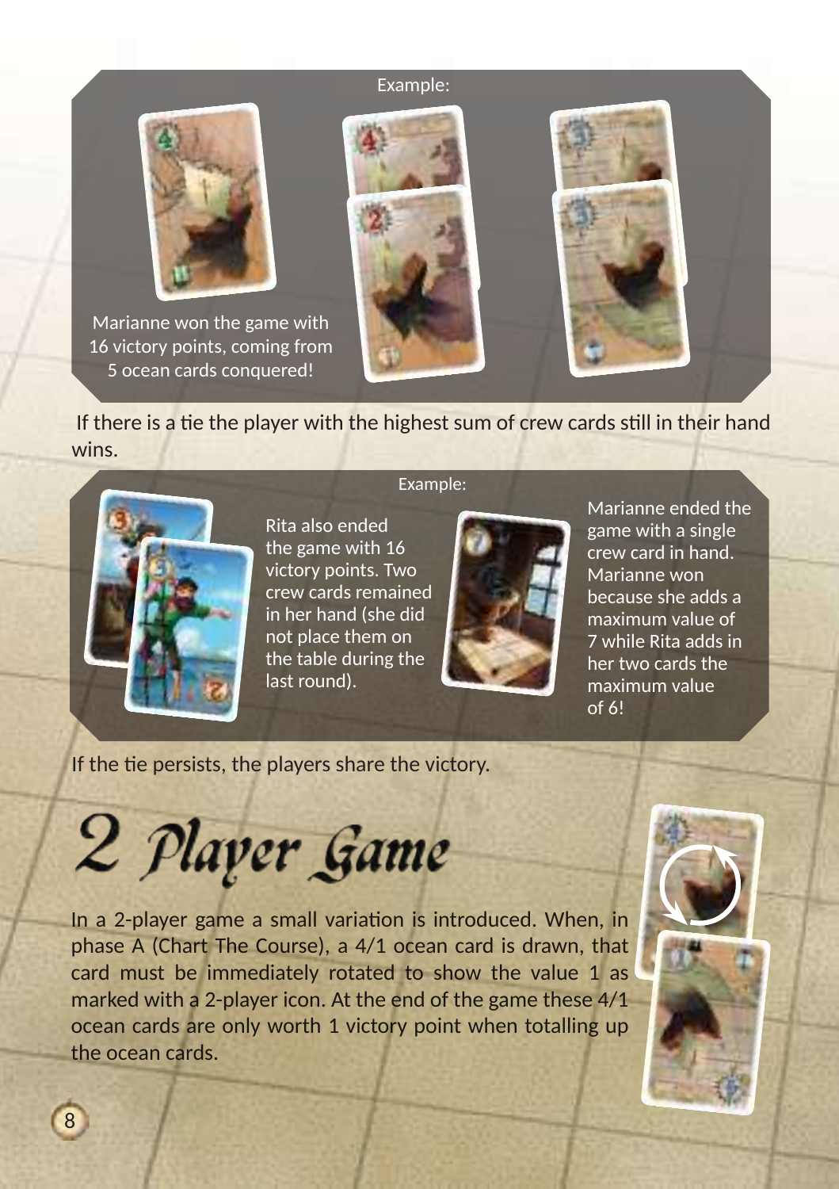Example:

Marianne won the game with 16 victory points, coming from 5 ocean cards conquered!

If there is a tie the player with the highest sum of crew cards still in their hand wins.

Example:

Rita also ended the game with 16 victory points. Two crew cards remained in her hand (she did not place them on the table during the last round).

Marianne ended the game with a single crew card in hand. Marianne won because she adds a maximum value of 7 while Rita adds in her two cards the maximum value of 6!

If the tie persists, the players share the victory.

# 2 Player Game

In a 2-player game a small variation is introduced. When, in phase A (Chart The Course), a 4/1 ocean card is drawn, that card must be immediately rotated to show the value 1 as marked with a 2-player icon. At the end of the game these 4/1 ocean cards are only worth 1 victory point when totalling up the ocean cards.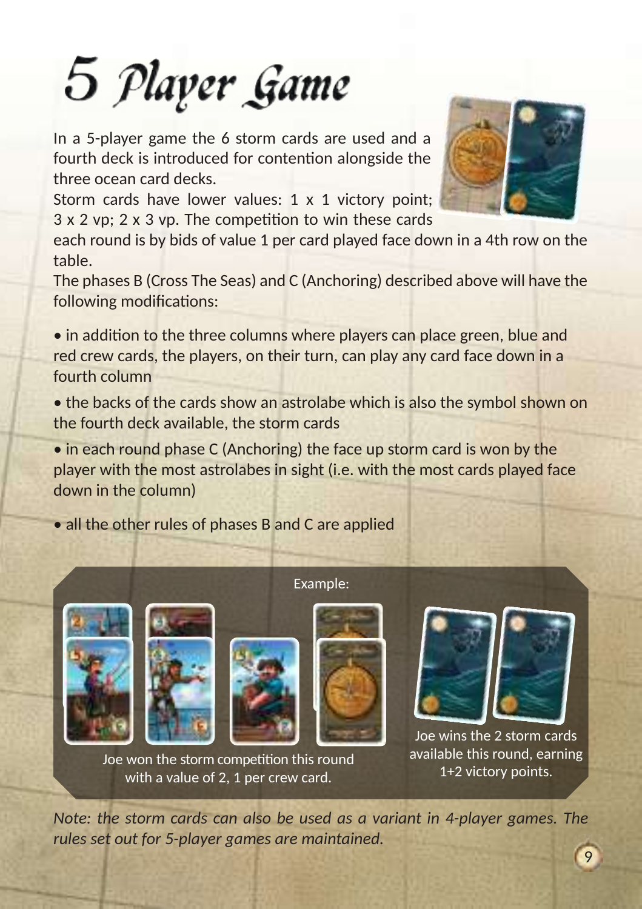# 5 Player Game

In a 5-player game the 6 storm cards are used and a fourth deck is introduced for contention alongside the three ocean card decks.

Storm cards have lower values: 1 x 1 victory point; 3 x 2 vp; 2 x 3 vp. The competition to win these cards each round is by bids of value 1 per card played face down in a 4th row on the table.

The phases B (Cross The Seas) and C (Anchoring) described above will have the following modifications:

- in addition to the three columns where players can place green, blue and red crew cards, the players, on their turn, can play any card face down in a fourth column
- the backs of the cards show an astrolabe which is also the symbol shown on the fourth deck available, the storm cards
- in each round phase C (Anchoring) the face up storm card is won by the player with the most astrolabes in sight (i.e. with the most cards played face down in the column)
- all the other rules of phases B and C are applied

Example:

Joe won the storm competition this round with a value of 2, 1 per crew card.

Joe wins the 2 storm cards available this round, earning 1+2 victory points.

*Note: the storm cards can also be used as a variant in 4-player games. The rules set out for 5-player games are maintained.*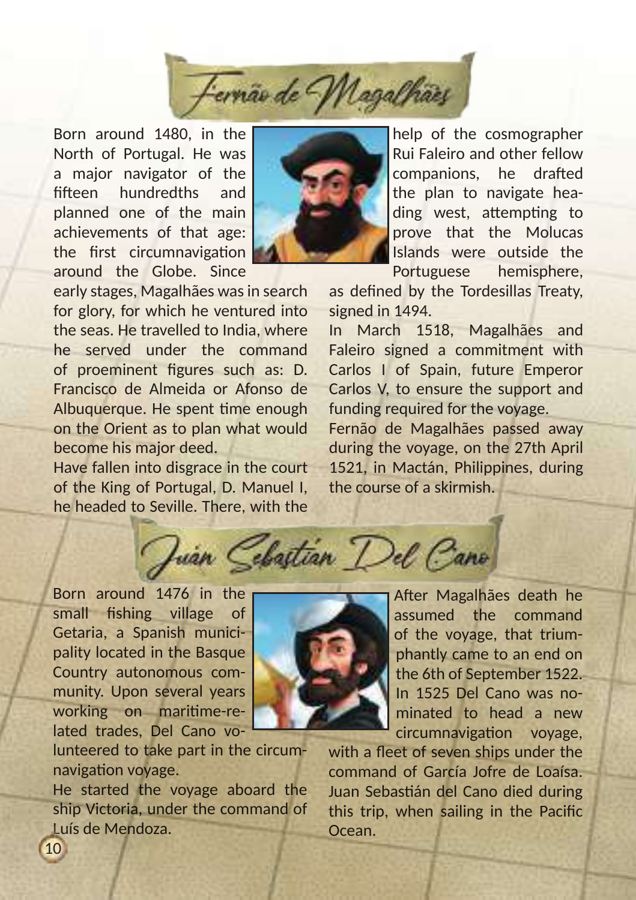## Fernão de Magalhães

Born around 1480, in the North of Portugal. He was a major navigator of the fifteen hundredths and planned one of the main achievements of that age: the first circumnavigation around the Globe. Since early stages, Magalhães was in search for glory, for which he ventured into the seas. He travelled to India, where he served under the command of proeminent figures such as: D. Francisco de Almeida or Afonso de Albuquerque. He spent time enough on the Orient as to plan what would become his major deed.

Have fallen into disgrace in the court of the King of Portugal, D. Manuel I, he headed to Seville. There, with the help of the cosmographer Rui Faleiro and other fellow companions, he drafted the plan to navigate heading west, attempting to prove that the Molucas Islands were outside the Portuguese hemisphere, as defined by the Tordesillas Treaty, signed in 1494.

In March 1518, Magalhães and Faleiro signed a commitment with Carlos I of Spain, future Emperor Carlos V, to ensure the support and funding required for the voyage.

Fernão de Magalhães passed away during the voyage, on the 27th April 1521, in Mactán, Philippines, during the course of a skirmish.

## Juán Sebastián Del Cano

Born around 1476 in the small fishing village of Getaria, a Spanish municipality located in the Basque Country autonomous community. Upon several years working on maritime-related trades, Del Cano volunteered to take part in the circumnavigation voyage.

He started the voyage aboard the ship Victoria, under the command of Luís de Mendoza.

After Magalhães death he assumed the command of the voyage, that triumphantly came to an end on the 6th of September 1522.

In 1525 Del Cano was nominated to head a new circumnavigation voyage, with a fleet of seven ships under the command of García Jofre de Loaísa. Juan Sebastián del Cano died during this trip, when sailing in the Pacific Ocean.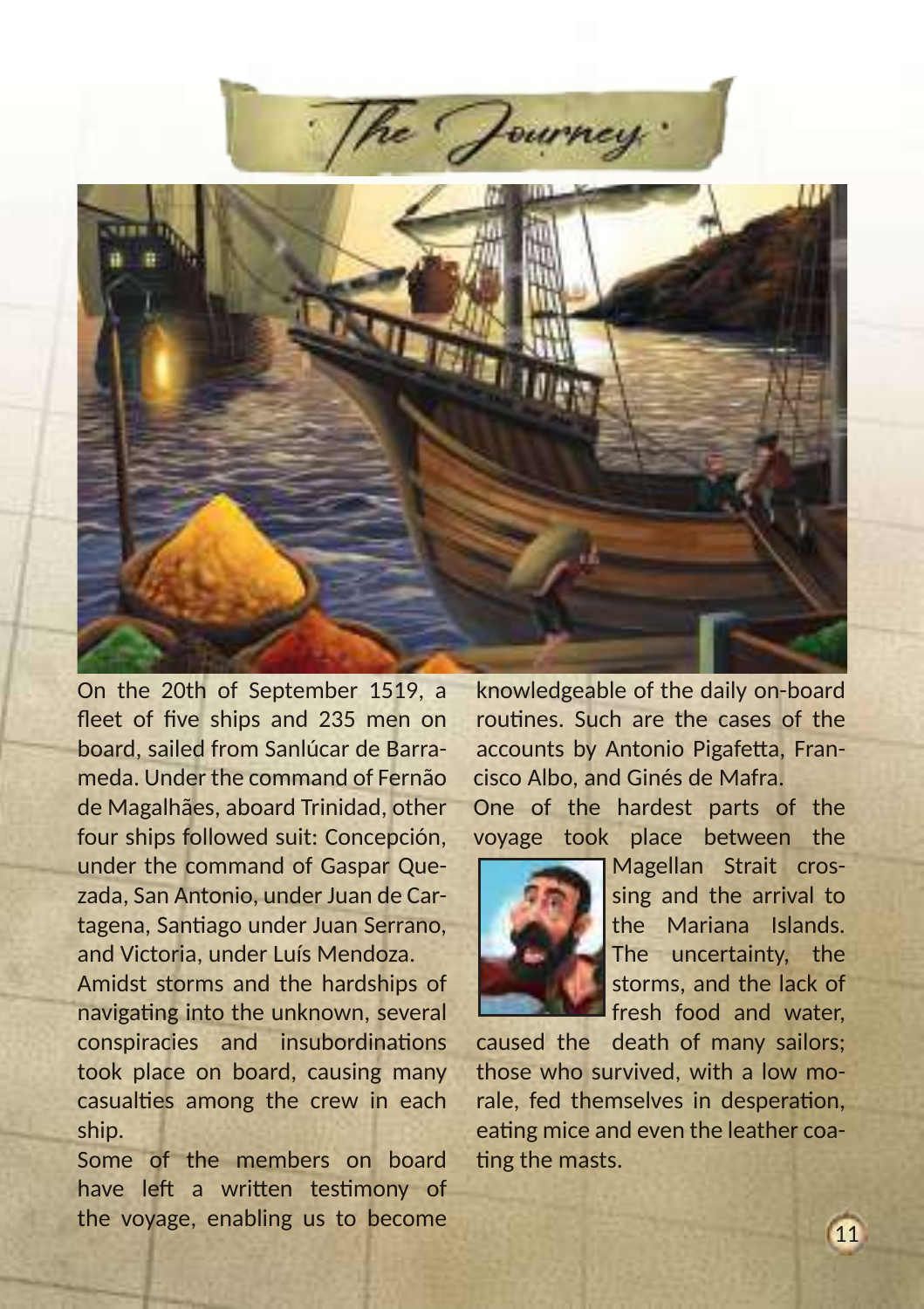# The Journey

On the 20th of September 1519, a fleet of five ships and 235 men on board, sailed from Sanlúcar de Barrameda. Under the command of Fernão de Magalhães, aboard Trinidad, other four ships followed suit: Concepción, under the command of Gaspar Quezada, San Antonio, under Juan de Cartagena, Santiago under Juan Serrano, and Victoria, under Luís Mendoza.

Amidst storms and the hardships of navigating into the unknown, several conspiracies and insubordinations took place on board, causing many casualties among the crew in each ship.

Some of the members on board have left a written testimony of the voyage, enabling us to become knowledgeable of the daily on-board routines. Such are the cases of the accounts by Antonio Pigafetta, Francisco Albo, and Ginés de Mafra.

One of the hardest parts of the voyage took place between the Magellan Strait crossing and the arrival to the Mariana Islands. The uncertainty, the storms, and the lack of fresh food and water, caused the death of many sailors; those who survived, with a low morale, fed themselves in desperation, eating mice and even the leather coating the masts.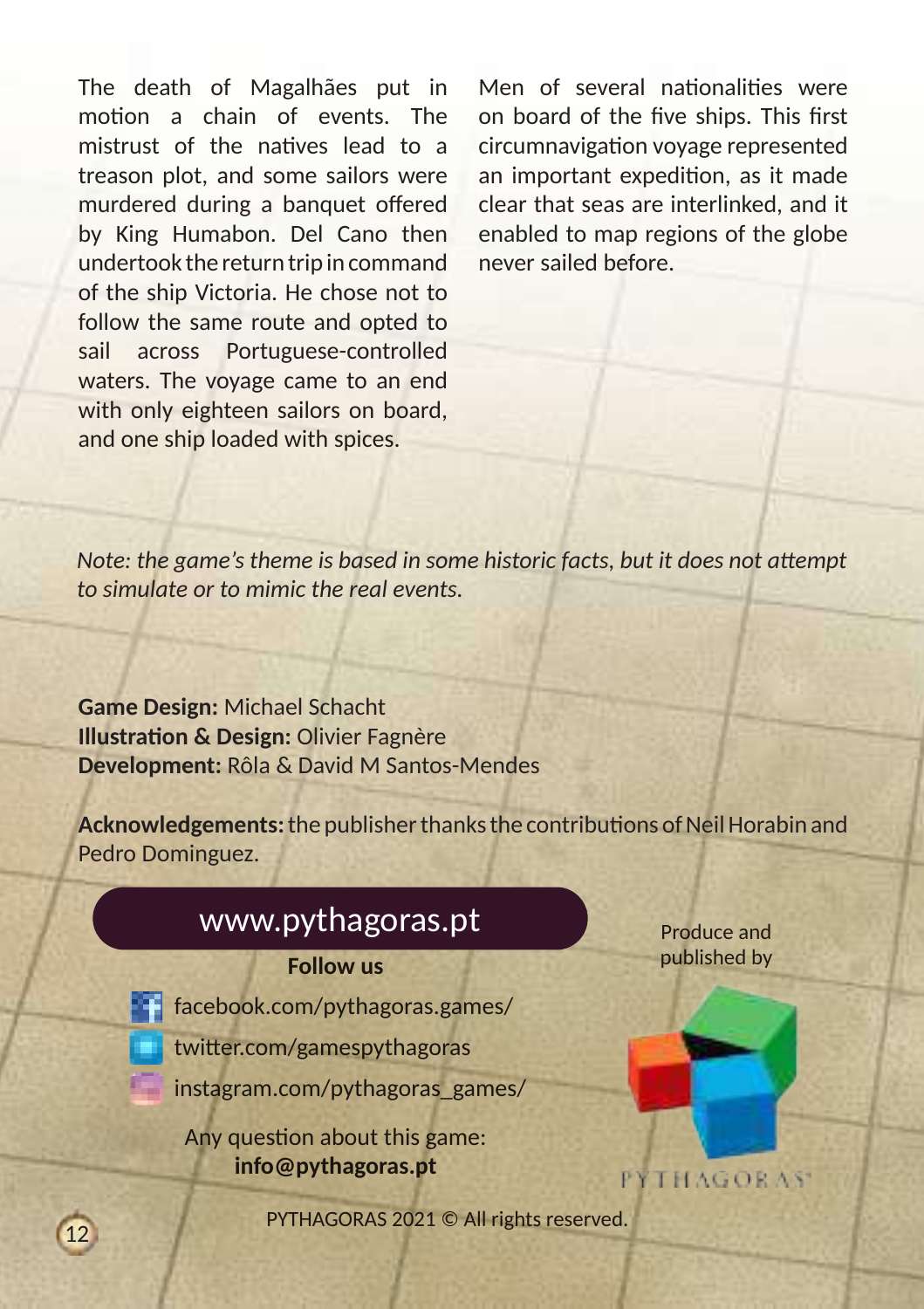The death of Magalhães put in motion a chain of events. The mistrust of the natives lead to a treason plot, and some sailors were murdered during a banquet offered by King Humabon. Del Cano then undertook the return trip in command of the ship Victoria. He chose not to follow the same route and opted to sail across Portuguese-controlled waters. The voyage came to an end with only eighteen sailors on board, and one ship loaded with spices.

Men of several nationalities were on board of the five ships. This first circumnavigation voyage represented an important expedition, as it made clear that seas are interlinked, and it enabled to map regions of the globe never sailed before.

*Note: the game's theme is based in some historic facts, but it does not attempt to simulate or to mimic the real events.*

**Game Design:** Michael Schacht
**Illustration & Design:** Olivier Fagnère
**Development:** Rôla & David M Santos-Mendes

**Acknowledgements:** the publisher thanks the contributions of Neil Horabin and Pedro Dominguez.

www.pythagoras.pt

**Follow us**

facebook.com/pythagoras.games/
twitter.com/gamespythagoras
instagram.com/pythagoras_games/

Any question about this game:
**info@pythagoras.pt**

Produce and published by

PYTHAGORAS

PYTHAGORAS 2021 © All rights reserved.